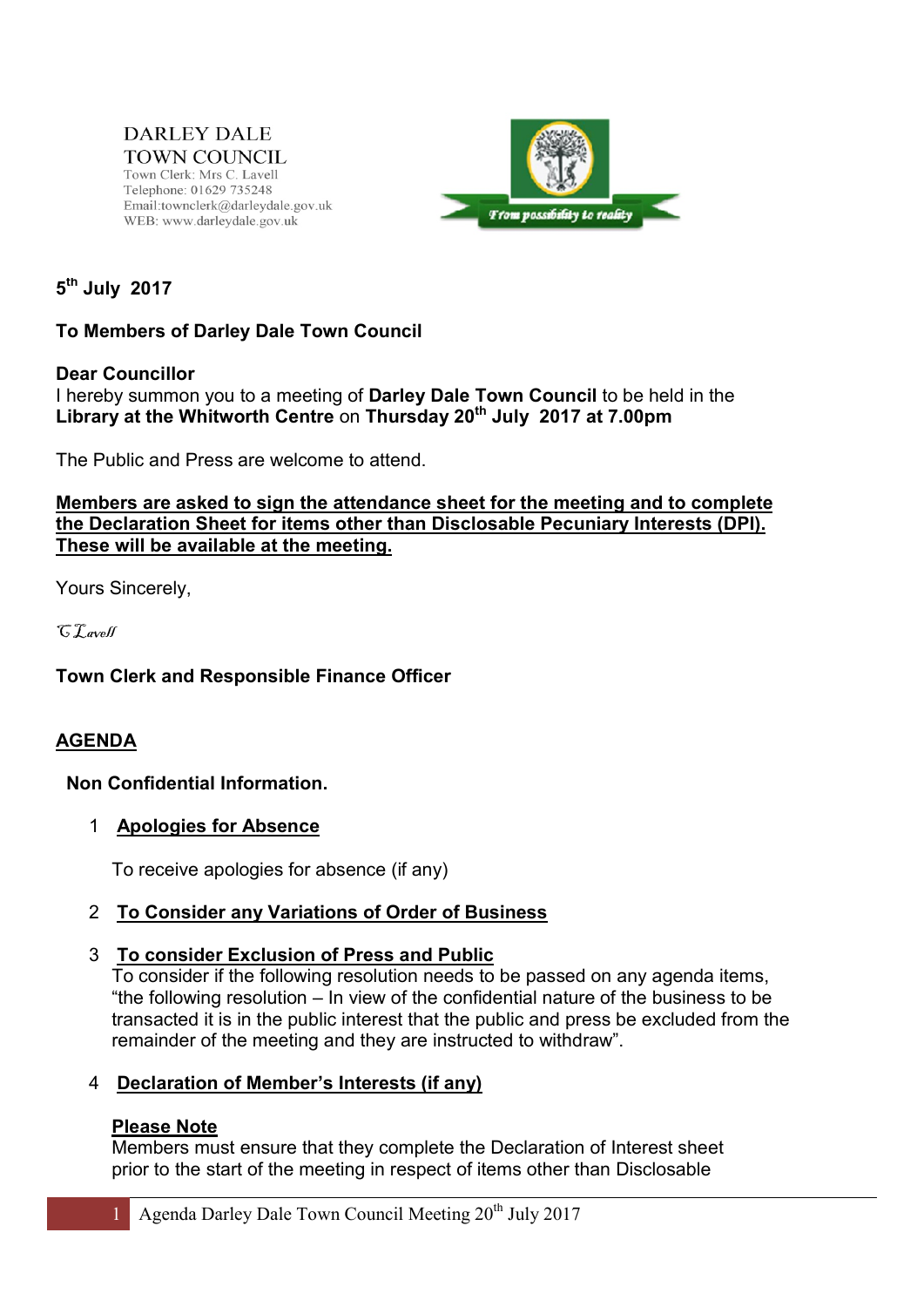DARLEY DALE
TOWN COUNCIL
Town Clerk: Mrs C. Lavell
Telephone: 01629 735248
Email:townclerk@darleydale.gov.uk
WEB: www.darleydale.gov.uk

*From possibility to reality*

**5th July 2017**

**To Members of Darley Dale Town Council**

**Dear Councillor**

I hereby summon you to a meeting of **Darley Dale Town Council** to be held in the **Library at the Whitworth Centre** on **Thursday 20th July 2017 at 7.00pm**

The Public and Press are welcome to attend.

**Members are asked to sign the attendance sheet for the meeting and to complete the Declaration Sheet for items other than Disclosable Pecuniary Interests (DPI). These will be available at the meeting.**

Yours Sincerely,

*C Lavell*

**Town Clerk and Responsible Finance Officer**

## AGENDA

**Non Confidential Information.**

1 **Apologies for Absence**

To receive apologies for absence (if any)

2 **To Consider any Variations of Order of Business**

3 **To consider Exclusion of Press and Public**

To consider if the following resolution needs to be passed on any agenda items, "the following resolution – In view of the confidential nature of the business to be transacted it is in the public interest that the public and press be excluded from the remainder of the meeting and they are instructed to withdraw".

4 **Declaration of Member's Interests (if any)**

**Please Note**

Members must ensure that they complete the Declaration of Interest sheet prior to the start of the meeting in respect of items other than Disclosable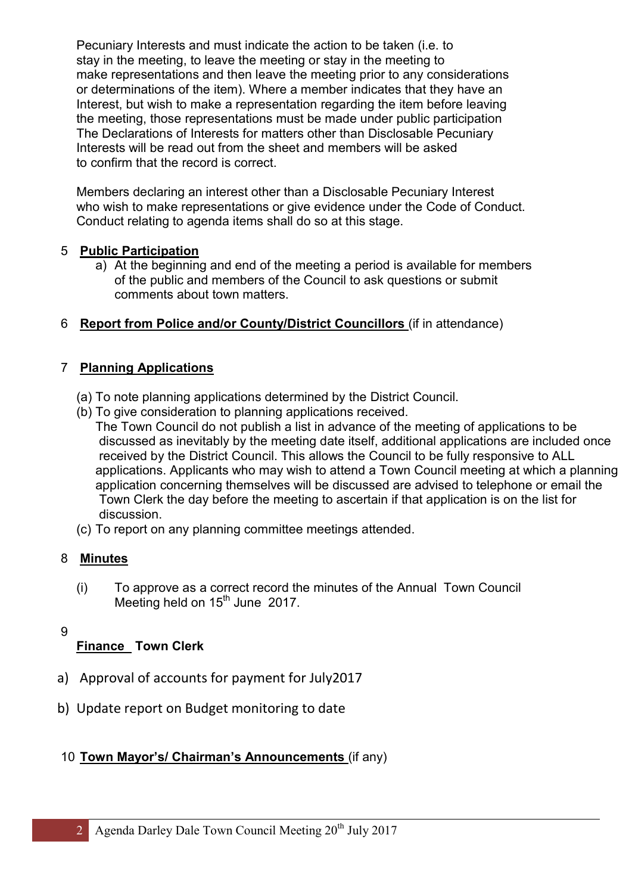Pecuniary Interests and must indicate the action to be taken (i.e. to stay in the meeting, to leave the meeting or stay in the meeting to make representations and then leave the meeting prior to any considerations or determinations of the item). Where a member indicates that they have an Interest, but wish to make a representation regarding the item before leaving the meeting, those representations must be made under public participation The Declarations of Interests for matters other than Disclosable Pecuniary Interests will be read out from the sheet and members will be asked to confirm that the record is correct.

Members declaring an interest other than a Disclosable Pecuniary Interest who wish to make representations or give evidence under the Code of Conduct. Conduct relating to agenda items shall do so at this stage.

5 **Public Participation**

a) At the beginning and end of the meeting a period is available for members of the public and members of the Council to ask questions or submit comments about town matters.

6 **Report from Police and/or County/District Councillors** (if in attendance)

7 **Planning Applications**

(a) To note planning applications determined by the District Council.

(b) To give consideration to planning applications received.
The Town Council do not publish a list in advance of the meeting of applications to be discussed as inevitably by the meeting date itself, additional applications are included once received by the District Council. This allows the Council to be fully responsive to ALL applications. Applicants who may wish to attend a Town Council meeting at which a planning application concerning themselves will be discussed are advised to telephone or email the Town Clerk the day before the meeting to ascertain if that application is on the list for discussion.

(c) To report on any planning committee meetings attended.

8 **Minutes**

(i) To approve as a correct record the minutes of the Annual Town Council Meeting held on 15th June 2017.

9 **Finance Town Clerk**

a) Approval of accounts for payment for July2017

b) Update report on Budget monitoring to date

10 **Town Mayor's/ Chairman's Announcements** (if any)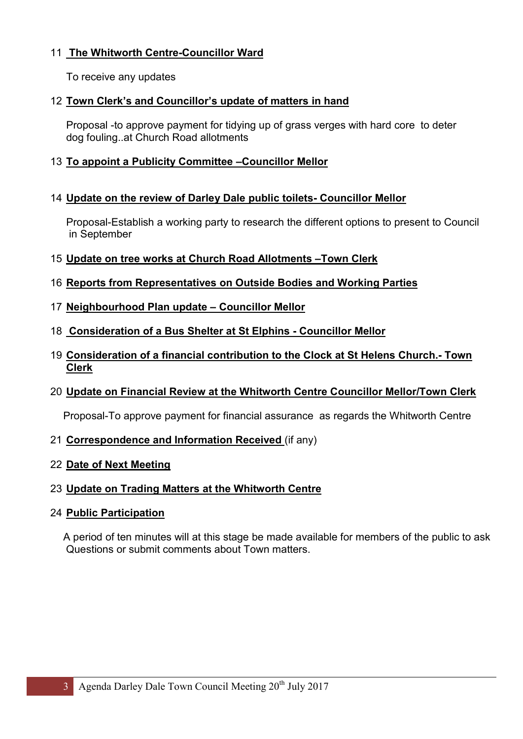11 **The Whitworth Centre-Councillor Ward**

To receive any updates

12 **Town Clerk's and Councillor's update of matters in hand**

Proposal -to approve payment for tidying up of grass verges with hard core to deter dog fouling..at Church Road allotments

13 **To appoint a Publicity Committee –Councillor Mellor**

14 **Update on the review of Darley Dale public toilets- Councillor Mellor**

Proposal-Establish a working party to research the different options to present to Council in September

15 **Update on tree works at Church Road Allotments –Town Clerk**

16 **Reports from Representatives on Outside Bodies and Working Parties**

17 **Neighbourhood Plan update – Councillor Mellor**

18 **Consideration of a Bus Shelter at St Elphins - Councillor Mellor**

19 **Consideration of a financial contribution to the Clock at St Helens Church.- Town Clerk**

20 **Update on Financial Review at the Whitworth Centre Councillor Mellor/Town Clerk**

Proposal-To approve payment for financial assurance as regards the Whitworth Centre

21 **Correspondence and Information Received** (if any)

22 **Date of Next Meeting**

23 **Update on Trading Matters at the Whitworth Centre**

24 **Public Participation**

A period of ten minutes will at this stage be made available for members of the public to ask Questions or submit comments about Town matters.